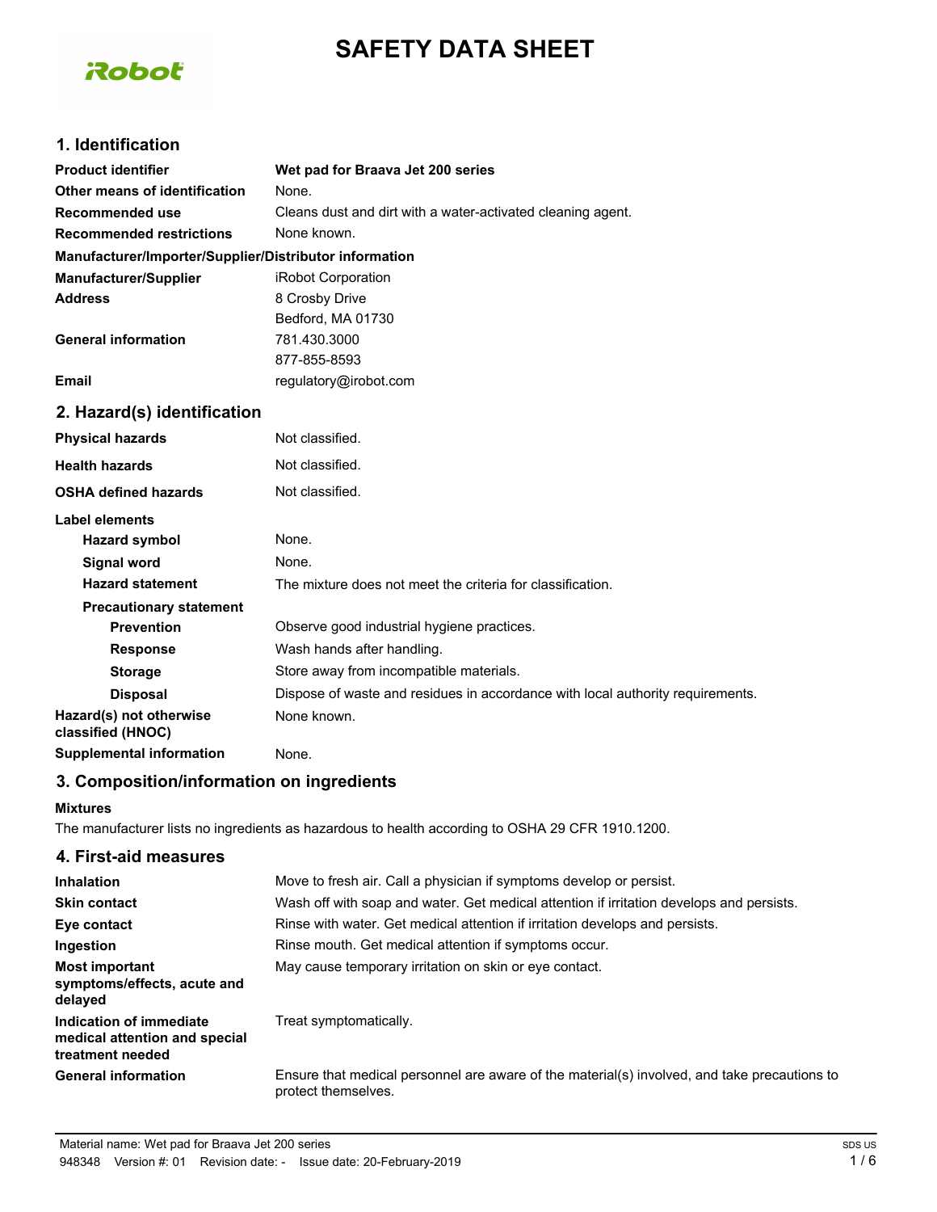# SAFETY DATA SHEET

## 1. Identification

| | |
|---|---|
| **Product identifier** | **Wet pad for Braava Jet 200 series** |
| **Other means of identification** | None. |
| **Recommended use** | Cleans dust and dirt with a water-activated cleaning agent. |
| **Recommended restrictions** | None known. |

**Manufacturer/Importer/Supplier/Distributor information**

| | |
|---|---|
| **Manufacturer/Supplier** | iRobot Corporation |
| **Address** | 8 Crosby Drive<br>Bedford, MA 01730 |
| **General information** | 781.430.3000<br>877-855-8593 |
| **Email** | regulatory@irobot.com |

## 2. Hazard(s) identification

| | |
|---|---|
| **Physical hazards** | Not classified. |
| **Health hazards** | Not classified. |
| **OSHA defined hazards** | Not classified. |

**Label elements**

| | |
|---|---|
| **Hazard symbol** | None. |
| **Signal word** | None. |
| **Hazard statement** | The mixture does not meet the criteria for classification. |

**Precautionary statement**

| | |
|---|---|
| **Prevention** | Observe good industrial hygiene practices. |
| **Response** | Wash hands after handling. |
| **Storage** | Store away from incompatible materials. |
| **Disposal** | Dispose of waste and residues in accordance with local authority requirements. |
| **Hazard(s) not otherwise classified (HNOC)** | None known. |
| **Supplemental information** | None. |

## 3. Composition/information on ingredients

**Mixtures**

The manufacturer lists no ingredients as hazardous to health according to OSHA 29 CFR 1910.1200.

## 4. First-aid measures

| | |
|---|---|
| **Inhalation** | Move to fresh air. Call a physician if symptoms develop or persist. |
| **Skin contact** | Wash off with soap and water. Get medical attention if irritation develops and persists. |
| **Eye contact** | Rinse with water. Get medical attention if irritation develops and persists. |
| **Ingestion** | Rinse mouth. Get medical attention if symptoms occur. |
| **Most important symptoms/effects, acute and delayed** | May cause temporary irritation on skin or eye contact. |
| **Indication of immediate medical attention and special treatment needed** | Treat symptomatically. |
| **General information** | Ensure that medical personnel are aware of the material(s) involved, and take precautions to protect themselves. |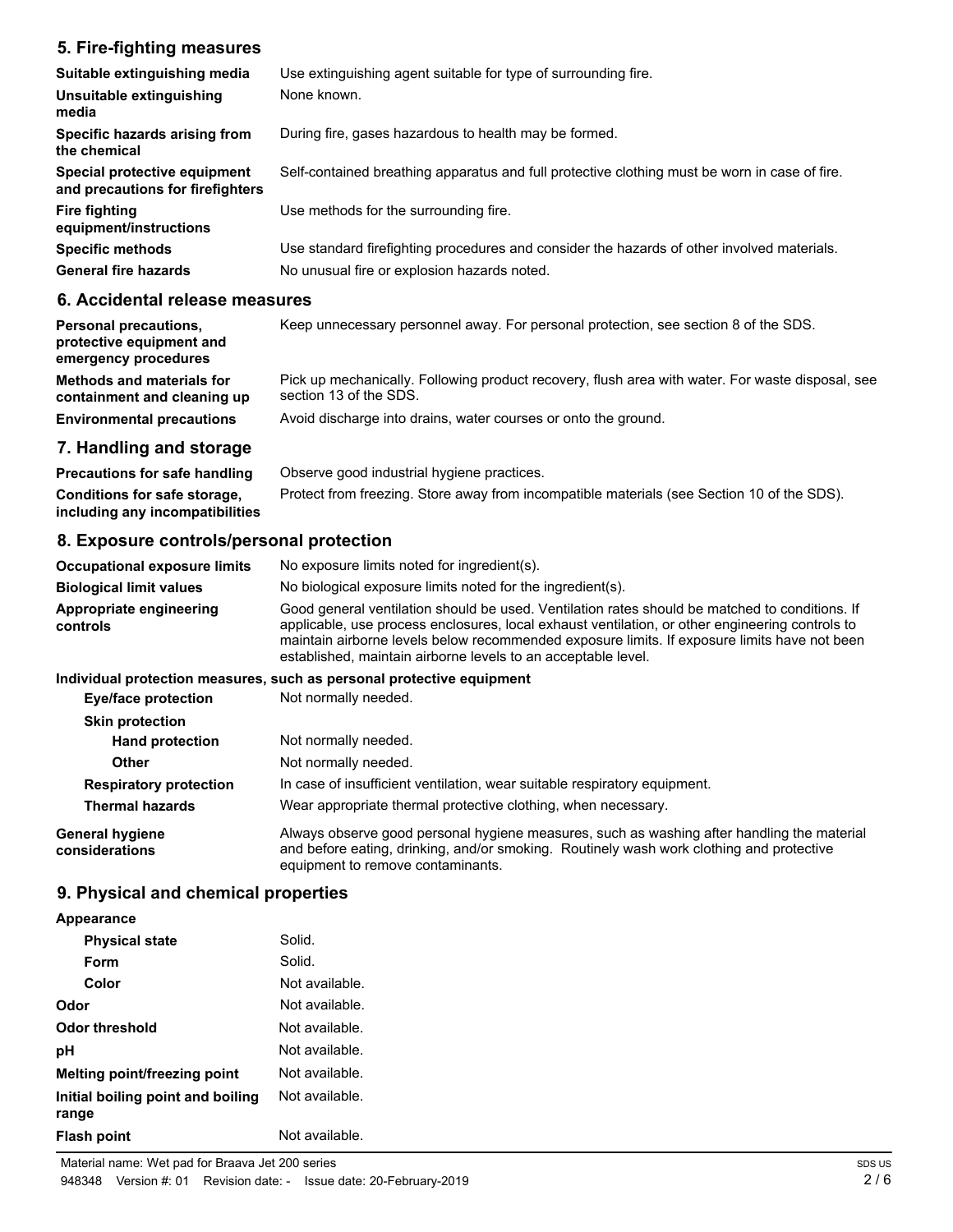## 5. Fire-fighting measures

| | |
|---|---|
| **Suitable extinguishing media** | Use extinguishing agent suitable for type of surrounding fire. |
| **Unsuitable extinguishing media** | None known. |
| **Specific hazards arising from the chemical** | During fire, gases hazardous to health may be formed. |
| **Special protective equipment and precautions for firefighters** | Self-contained breathing apparatus and full protective clothing must be worn in case of fire. |
| **Fire fighting equipment/instructions** | Use methods for the surrounding fire. |
| **Specific methods** | Use standard firefighting procedures and consider the hazards of other involved materials. |
| **General fire hazards** | No unusual fire or explosion hazards noted. |

## 6. Accidental release measures

| | |
|---|---|
| **Personal precautions, protective equipment and emergency procedures** | Keep unnecessary personnel away. For personal protection, see section 8 of the SDS. |
| **Methods and materials for containment and cleaning up** | Pick up mechanically. Following product recovery, flush area with water. For waste disposal, see section 13 of the SDS. |
| **Environmental precautions** | Avoid discharge into drains, water courses or onto the ground. |

## 7. Handling and storage

| | |
|---|---|
| **Precautions for safe handling** | Observe good industrial hygiene practices. |
| **Conditions for safe storage, including any incompatibilities** | Protect from freezing. Store away from incompatible materials (see Section 10 of the SDS). |

## 8. Exposure controls/personal protection

| | |
|---|---|
| **Occupational exposure limits** | No exposure limits noted for ingredient(s). |
| **Biological limit values** | No biological exposure limits noted for the ingredient(s). |
| **Appropriate engineering controls** | Good general ventilation should be used. Ventilation rates should be matched to conditions. If applicable, use process enclosures, local exhaust ventilation, or other engineering controls to maintain airborne levels below recommended exposure limits. If exposure limits have not been established, maintain airborne levels to an acceptable level. |

**Individual protection measures, such as personal protective equipment**

| | |
|---|---|
| **Eye/face protection** | Not normally needed. |
| **Skin protection** | |
| **Hand protection** | Not normally needed. |
| **Other** | Not normally needed. |
| **Respiratory protection** | In case of insufficient ventilation, wear suitable respiratory equipment. |
| **Thermal hazards** | Wear appropriate thermal protective clothing, when necessary. |
| **General hygiene considerations** | Always observe good personal hygiene measures, such as washing after handling the material and before eating, drinking, and/or smoking. Routinely wash work clothing and protective equipment to remove contaminants. |

## 9. Physical and chemical properties

| | |
|---|---|
| **Appearance** | |
| **Physical state** | Solid. |
| **Form** | Solid. |
| **Color** | Not available. |
| **Odor** | Not available. |
| **Odor threshold** | Not available. |
| **pH** | Not available. |
| **Melting point/freezing point** | Not available. |
| **Initial boiling point and boiling range** | Not available. |
| **Flash point** | Not available. |

Material name: Wet pad for Braava Jet 200 series
948348 Version #: 01 Revision date: - Issue date: 20-February-2019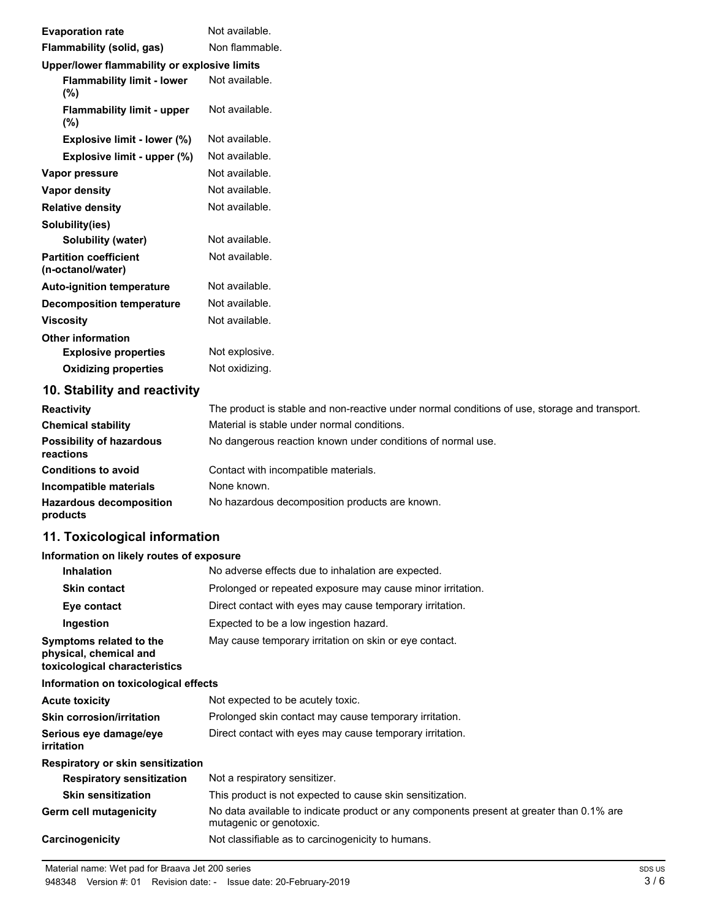| | |
|---|---|
| **Evaporation rate** | Not available. |
| **Flammability (solid, gas)** | Non flammable. |
| **Upper/lower flammability or explosive limits** | |
| **Flammability limit - lower (%)** | Not available. |
| **Flammability limit - upper (%)** | Not available. |
| **Explosive limit - lower (%)** | Not available. |
| **Explosive limit - upper (%)** | Not available. |
| **Vapor pressure** | Not available. |
| **Vapor density** | Not available. |
| **Relative density** | Not available. |
| **Solubility(ies)** | |
| **Solubility (water)** | Not available. |
| **Partition coefficient (n-octanol/water)** | Not available. |
| **Auto-ignition temperature** | Not available. |
| **Decomposition temperature** | Not available. |
| **Viscosity** | Not available. |
| **Other information** | |
| **Explosive properties** | Not explosive. |
| **Oxidizing properties** | Not oxidizing. |

## 10. Stability and reactivity

| | |
|---|---|
| **Reactivity** | The product is stable and non-reactive under normal conditions of use, storage and transport. |
| **Chemical stability** | Material is stable under normal conditions. |
| **Possibility of hazardous reactions** | No dangerous reaction known under conditions of normal use. |
| **Conditions to avoid** | Contact with incompatible materials. |
| **Incompatible materials** | None known. |
| **Hazardous decomposition products** | No hazardous decomposition products are known. |

## 11. Toxicological information

| | |
|---|---|
| **Information on likely routes of exposure** | |
| **Inhalation** | No adverse effects due to inhalation are expected. |
| **Skin contact** | Prolonged or repeated exposure may cause minor irritation. |
| **Eye contact** | Direct contact with eyes may cause temporary irritation. |
| **Ingestion** | Expected to be a low ingestion hazard. |
| **Symptoms related to the physical, chemical and toxicological characteristics** | May cause temporary irritation on skin or eye contact. |
| **Information on toxicological effects** | |
| **Acute toxicity** | Not expected to be acutely toxic. |
| **Skin corrosion/irritation** | Prolonged skin contact may cause temporary irritation. |
| **Serious eye damage/eye irritation** | Direct contact with eyes may cause temporary irritation. |
| **Respiratory or skin sensitization** | |
| **Respiratory sensitization** | Not a respiratory sensitizer. |
| **Skin sensitization** | This product is not expected to cause skin sensitization. |
| **Germ cell mutagenicity** | No data available to indicate product or any components present at greater than 0.1% are mutagenic or genotoxic. |
| **Carcinogenicity** | Not classifiable as to carcinogenicity to humans. |

Material name: Wet pad for Braava Jet 200 series
948348 Version #: 01 Revision date: - Issue date: 20-February-2019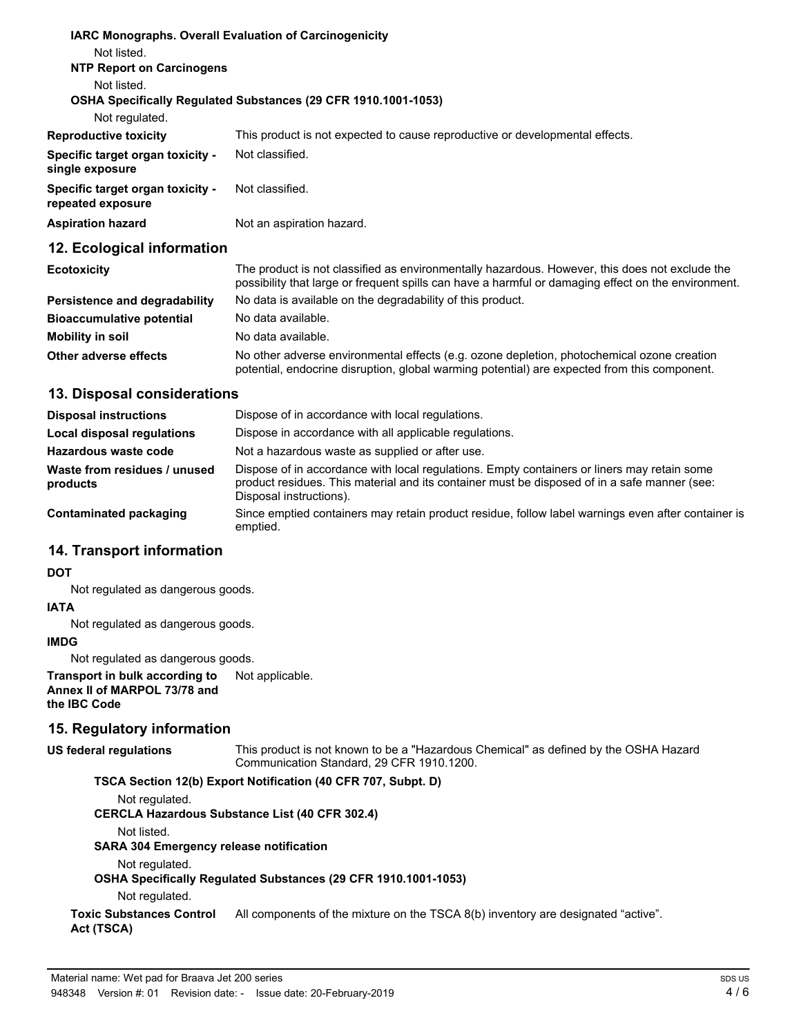**IARC Monographs. Overall Evaluation of Carcinogenicity**

Not listed.

**NTP Report on Carcinogens**

Not listed.

**OSHA Specifically Regulated Substances (29 CFR 1910.1001-1053)**

Not regulated.

| | |
|---|---|
| **Reproductive toxicity** | This product is not expected to cause reproductive or developmental effects. |
| **Specific target organ toxicity - single exposure** | Not classified. |
| **Specific target organ toxicity - repeated exposure** | Not classified. |
| **Aspiration hazard** | Not an aspiration hazard. |

## 12. Ecological information

| | |
|---|---|
| **Ecotoxicity** | The product is not classified as environmentally hazardous. However, this does not exclude the possibility that large or frequent spills can have a harmful or damaging effect on the environment. |
| **Persistence and degradability** | No data is available on the degradability of this product. |
| **Bioaccumulative potential** | No data available. |
| **Mobility in soil** | No data available. |
| **Other adverse effects** | No other adverse environmental effects (e.g. ozone depletion, photochemical ozone creation potential, endocrine disruption, global warming potential) are expected from this component. |

## 13. Disposal considerations

| | |
|---|---|
| **Disposal instructions** | Dispose of in accordance with local regulations. |
| **Local disposal regulations** | Dispose in accordance with all applicable regulations. |
| **Hazardous waste code** | Not a hazardous waste as supplied or after use. |
| **Waste from residues / unused products** | Dispose of in accordance with local regulations. Empty containers or liners may retain some product residues. This material and its container must be disposed of in a safe manner (see: Disposal instructions). |
| **Contaminated packaging** | Since emptied containers may retain product residue, follow label warnings even after container is emptied. |

## 14. Transport information

**DOT**

Not regulated as dangerous goods.

**IATA**

Not regulated as dangerous goods.

**IMDG**

Not regulated as dangerous goods.

**Transport in bulk according to Annex II of MARPOL 73/78 and the IBC Code** Not applicable.

## 15. Regulatory information

**US federal regulations** This product is not known to be a "Hazardous Chemical" as defined by the OSHA Hazard Communication Standard, 29 CFR 1910.1200.

**TSCA Section 12(b) Export Notification (40 CFR 707, Subpt. D)**

Not regulated.

**CERCLA Hazardous Substance List (40 CFR 302.4)**

Not listed.

**SARA 304 Emergency release notification**

Not regulated.

**OSHA Specifically Regulated Substances (29 CFR 1910.1001-1053)**

Not regulated.

**Toxic Substances Control Act (TSCA)** All components of the mixture on the TSCA 8(b) inventory are designated “active”.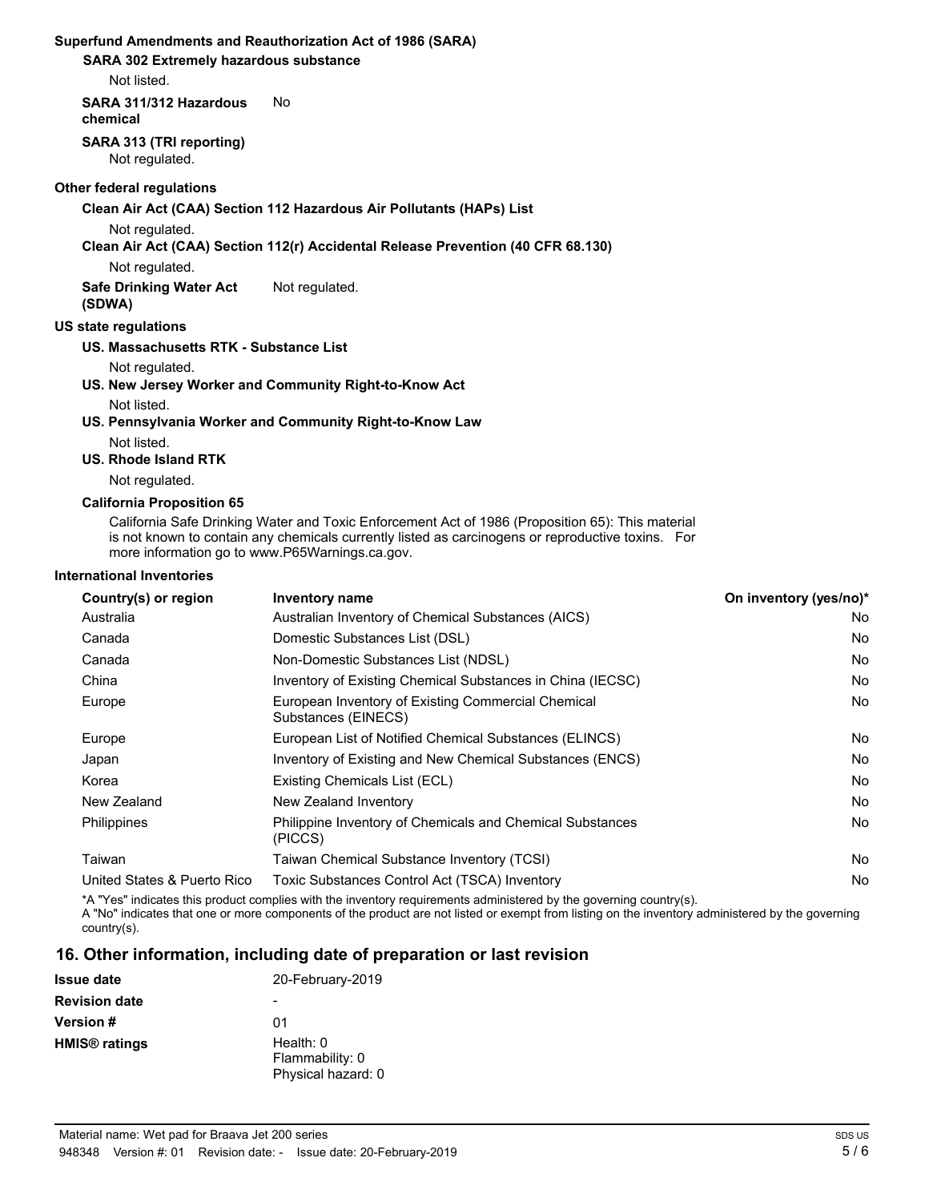**Superfund Amendments and Reauthorization Act of 1986 (SARA)**

**SARA 302 Extremely hazardous substance**

Not listed.

**SARA 311/312 Hazardous chemical** No

**SARA 313 (TRI reporting)**

Not regulated.

**Other federal regulations**

**Clean Air Act (CAA) Section 112 Hazardous Air Pollutants (HAPs) List**

Not regulated.

**Clean Air Act (CAA) Section 112(r) Accidental Release Prevention (40 CFR 68.130)**

Not regulated.

**Safe Drinking Water Act (SDWA)** Not regulated.

**US state regulations**

**US. Massachusetts RTK - Substance List**

Not regulated.

**US. New Jersey Worker and Community Right-to-Know Act**

Not listed.

**US. Pennsylvania Worker and Community Right-to-Know Law**

Not listed.

**US. Rhode Island RTK**

Not regulated.

**California Proposition 65**

California Safe Drinking Water and Toxic Enforcement Act of 1986 (Proposition 65): This material is not known to contain any chemicals currently listed as carcinogens or reproductive toxins. For more information go to www.P65Warnings.ca.gov.

**International Inventories**

| Country(s) or region | Inventory name | On inventory (yes/no)* |
|---|---|---|
| Australia | Australian Inventory of Chemical Substances (AICS) | No |
| Canada | Domestic Substances List (DSL) | No |
| Canada | Non-Domestic Substances List (NDSL) | No |
| China | Inventory of Existing Chemical Substances in China (IECSC) | No |
| Europe | European Inventory of Existing Commercial Chemical Substances (EINECS) | No |
| Europe | European List of Notified Chemical Substances (ELINCS) | No |
| Japan | Inventory of Existing and New Chemical Substances (ENCS) | No |
| Korea | Existing Chemicals List (ECL) | No |
| New Zealand | New Zealand Inventory | No |
| Philippines | Philippine Inventory of Chemicals and Chemical Substances (PICCS) | No |
| Taiwan | Taiwan Chemical Substance Inventory (TCSI) | No |
| United States & Puerto Rico | Toxic Substances Control Act (TSCA) Inventory | No |

*A "Yes" indicates this product complies with the inventory requirements administered by the governing country(s).
A "No" indicates that one or more components of the product are not listed or exempt from listing on the inventory administered by the governing country(s).

## 16. Other information, including date of preparation or last revision

**Issue date** 20-February-2019

**Revision date** -

**Version #** 01

**HMIS® ratings** Health: 0
Flammability: 0
Physical hazard: 0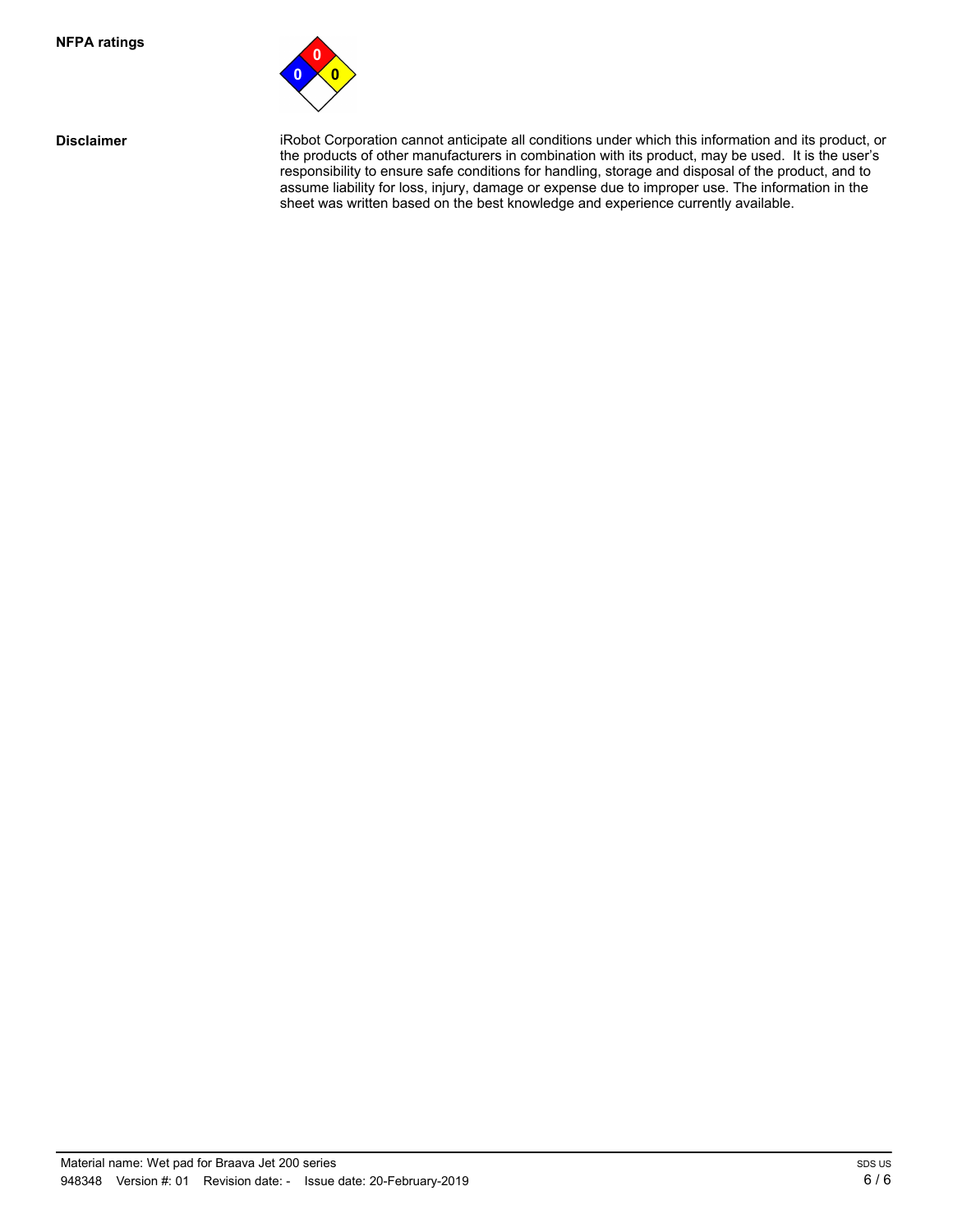**NFPA ratings**

0
0 0

**Disclaimer**

iRobot Corporation cannot anticipate all conditions under which this information and its product, or the products of other manufacturers in combination with its product, may be used. It is the user's responsibility to ensure safe conditions for handling, storage and disposal of the product, and to assume liability for loss, injury, damage or expense due to improper use. The information in the sheet was written based on the best knowledge and experience currently available.